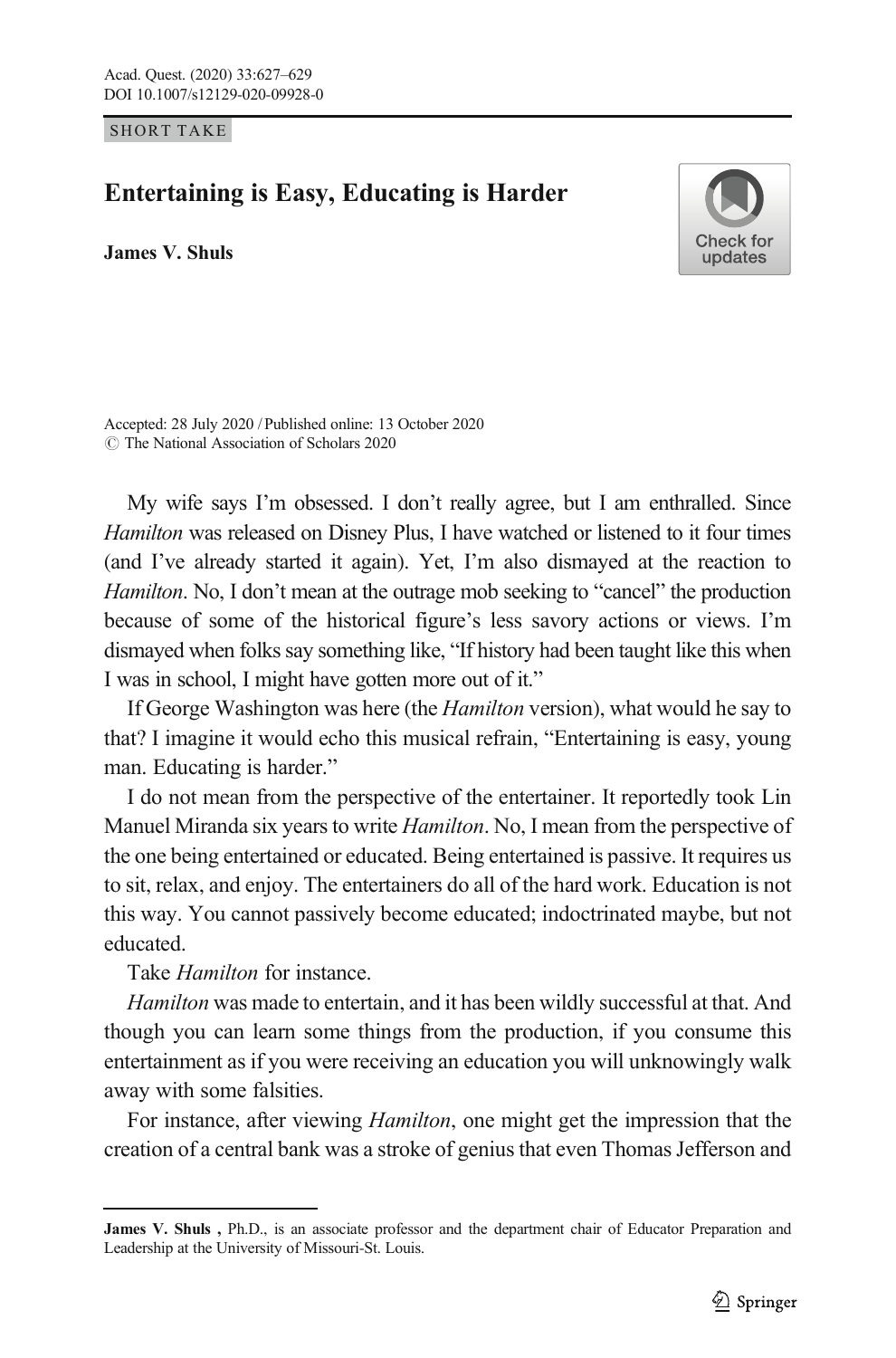SHORT TAKE

# Entertaining is Easy, Educating is Harder

**James V. Shuls**

Accepted: 28 July 2020 / Published online: 13 October 2020
© The National Association of Scholars 2020

My wife says I'm obsessed. I don't really agree, but I am enthralled. Since *Hamilton* was released on Disney Plus, I have watched or listened to it four times (and I've already started it again). Yet, I'm also dismayed at the reaction to *Hamilton*. No, I don't mean at the outrage mob seeking to "cancel" the production because of some of the historical figure's less savory actions or views. I'm dismayed when folks say something like, "If history had been taught like this when I was in school, I might have gotten more out of it."

If George Washington was here (the *Hamilton* version), what would he say to that? I imagine it would echo this musical refrain, "Entertaining is easy, young man. Educating is harder."

I do not mean from the perspective of the entertainer. It reportedly took Lin Manuel Miranda six years to write *Hamilton*. No, I mean from the perspective of the one being entertained or educated. Being entertained is passive. It requires us to sit, relax, and enjoy. The entertainers do all of the hard work. Education is not this way. You cannot passively become educated; indoctrinated maybe, but not educated.

Take *Hamilton* for instance.

*Hamilton* was made to entertain, and it has been wildly successful at that. And though you can learn some things from the production, if you consume this entertainment as if you were receiving an education you will unknowingly walk away with some falsities.

For instance, after viewing *Hamilton*, one might get the impression that the creation of a central bank was a stroke of genius that even Thomas Jefferson and

---

**James V. Shuls**, Ph.D., is an associate professor and the department chair of Educator Preparation and Leadership at the University of Missouri-St. Louis.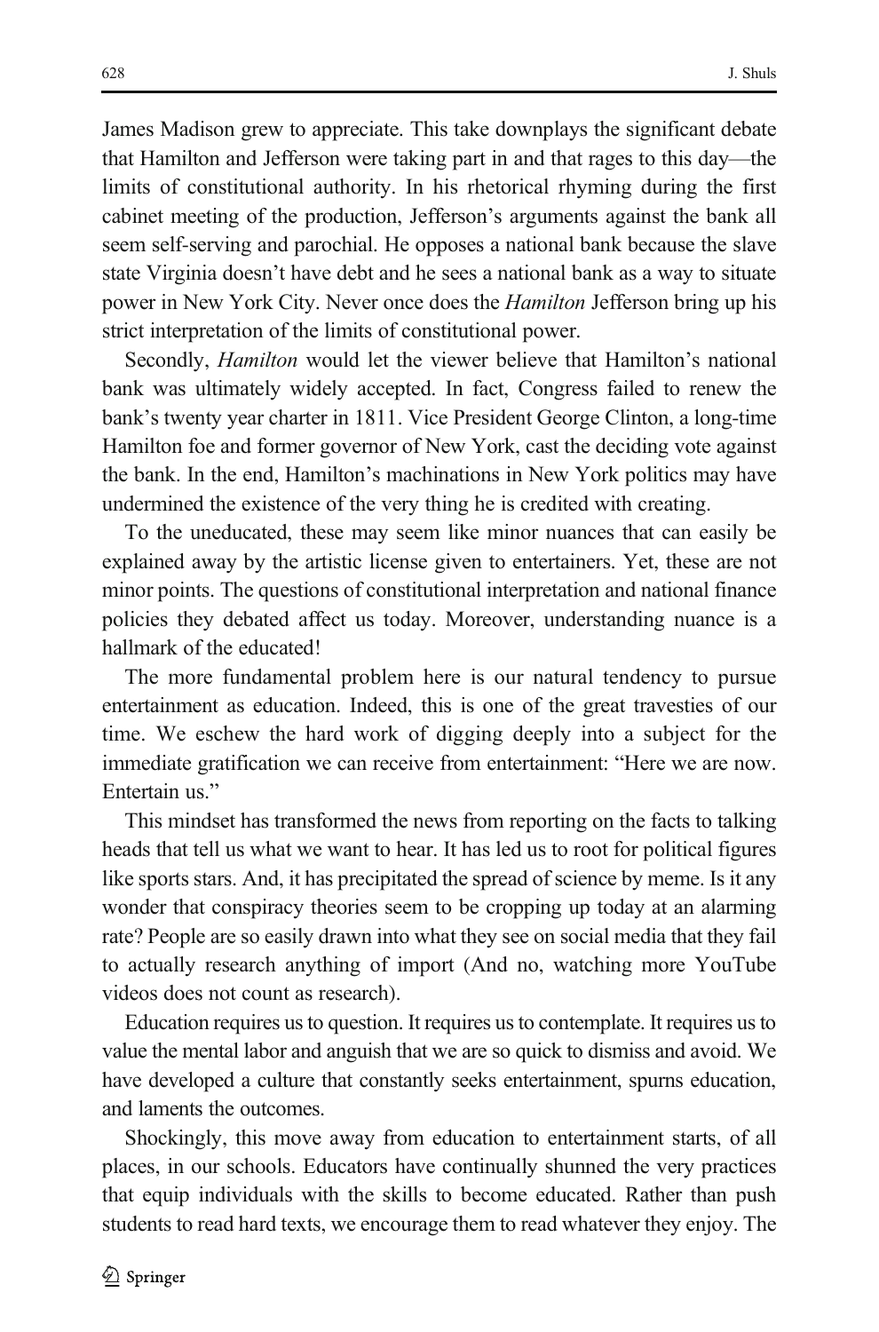James Madison grew to appreciate. This take downplays the significant debate that Hamilton and Jefferson were taking part in and that rages to this day—the limits of constitutional authority. In his rhetorical rhyming during the first cabinet meeting of the production, Jefferson's arguments against the bank all seem self-serving and parochial. He opposes a national bank because the slave state Virginia doesn't have debt and he sees a national bank as a way to situate power in New York City. Never once does the *Hamilton* Jefferson bring up his strict interpretation of the limits of constitutional power.

Secondly, *Hamilton* would let the viewer believe that Hamilton's national bank was ultimately widely accepted. In fact, Congress failed to renew the bank's twenty year charter in 1811. Vice President George Clinton, a long-time Hamilton foe and former governor of New York, cast the deciding vote against the bank. In the end, Hamilton's machinations in New York politics may have undermined the existence of the very thing he is credited with creating.

To the uneducated, these may seem like minor nuances that can easily be explained away by the artistic license given to entertainers. Yet, these are not minor points. The questions of constitutional interpretation and national finance policies they debated affect us today. Moreover, understanding nuance is a hallmark of the educated!

The more fundamental problem here is our natural tendency to pursue entertainment as education. Indeed, this is one of the great travesties of our time. We eschew the hard work of digging deeply into a subject for the immediate gratification we can receive from entertainment: "Here we are now. Entertain us."

This mindset has transformed the news from reporting on the facts to talking heads that tell us what we want to hear. It has led us to root for political figures like sports stars. And, it has precipitated the spread of science by meme. Is it any wonder that conspiracy theories seem to be cropping up today at an alarming rate? People are so easily drawn into what they see on social media that they fail to actually research anything of import (And no, watching more YouTube videos does not count as research).

Education requires us to question. It requires us to contemplate. It requires us to value the mental labor and anguish that we are so quick to dismiss and avoid. We have developed a culture that constantly seeks entertainment, spurns education, and laments the outcomes.

Shockingly, this move away from education to entertainment starts, of all places, in our schools. Educators have continually shunned the very practices that equip individuals with the skills to become educated. Rather than push students to read hard texts, we encourage them to read whatever they enjoy. The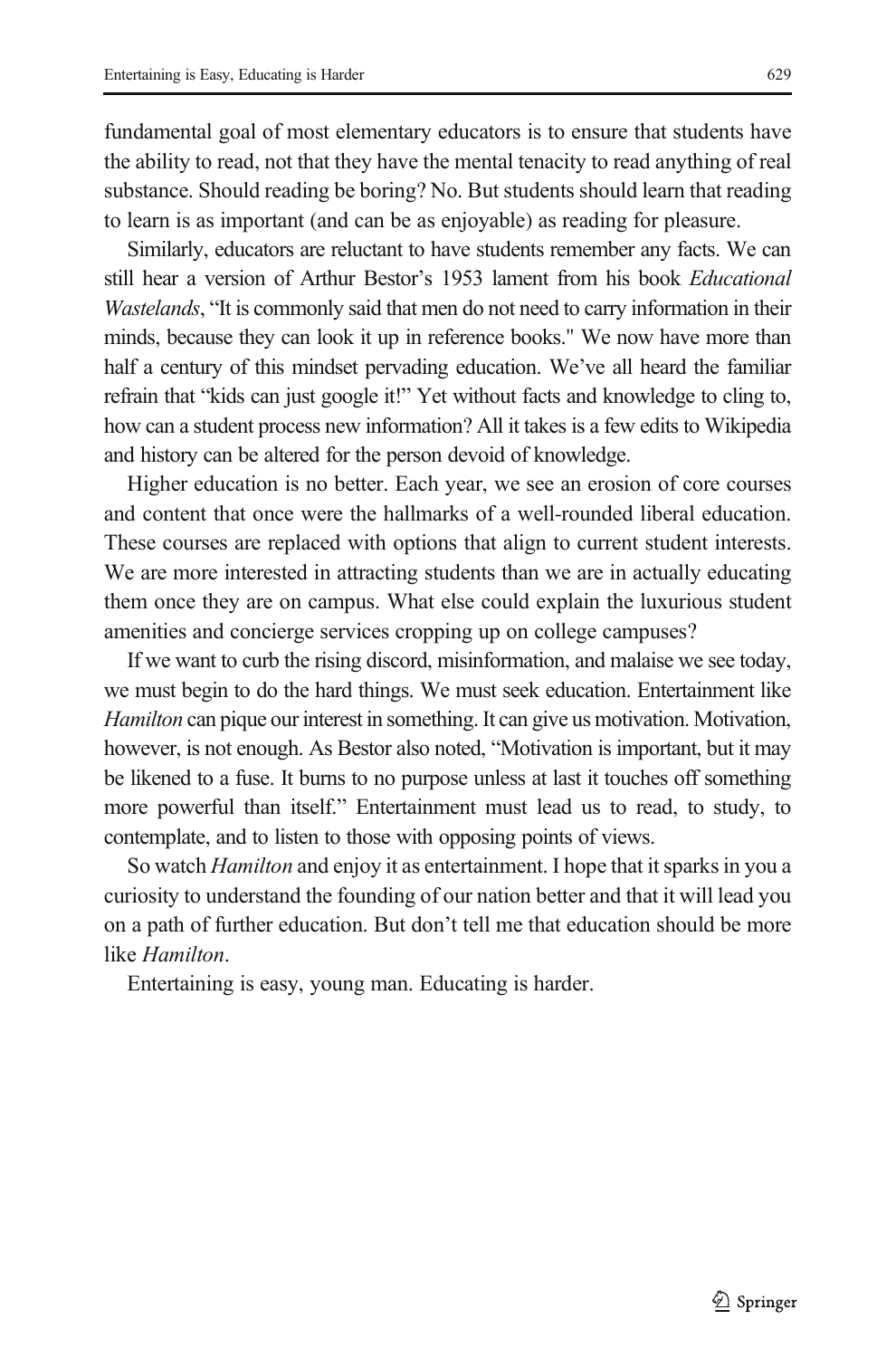fundamental goal of most elementary educators is to ensure that students have the ability to read, not that they have the mental tenacity to read anything of real substance. Should reading be boring? No. But students should learn that reading to learn is as important (and can be as enjoyable) as reading for pleasure.

Similarly, educators are reluctant to have students remember any facts. We can still hear a version of Arthur Bestor's 1953 lament from his book *Educational Wastelands*, "It is commonly said that men do not need to carry information in their minds, because they can look it up in reference books." We now have more than half a century of this mindset pervading education. We've all heard the familiar refrain that "kids can just google it!" Yet without facts and knowledge to cling to, how can a student process new information? All it takes is a few edits to Wikipedia and history can be altered for the person devoid of knowledge.

Higher education is no better. Each year, we see an erosion of core courses and content that once were the hallmarks of a well-rounded liberal education. These courses are replaced with options that align to current student interests. We are more interested in attracting students than we are in actually educating them once they are on campus. What else could explain the luxurious student amenities and concierge services cropping up on college campuses?

If we want to curb the rising discord, misinformation, and malaise we see today, we must begin to do the hard things. We must seek education. Entertainment like *Hamilton* can pique our interest in something. It can give us motivation. Motivation, however, is not enough. As Bestor also noted, "Motivation is important, but it may be likened to a fuse. It burns to no purpose unless at last it touches off something more powerful than itself." Entertainment must lead us to read, to study, to contemplate, and to listen to those with opposing points of views.

So watch *Hamilton* and enjoy it as entertainment. I hope that it sparks in you a curiosity to understand the founding of our nation better and that it will lead you on a path of further education. But don't tell me that education should be more like *Hamilton*.

Entertaining is easy, young man. Educating is harder.